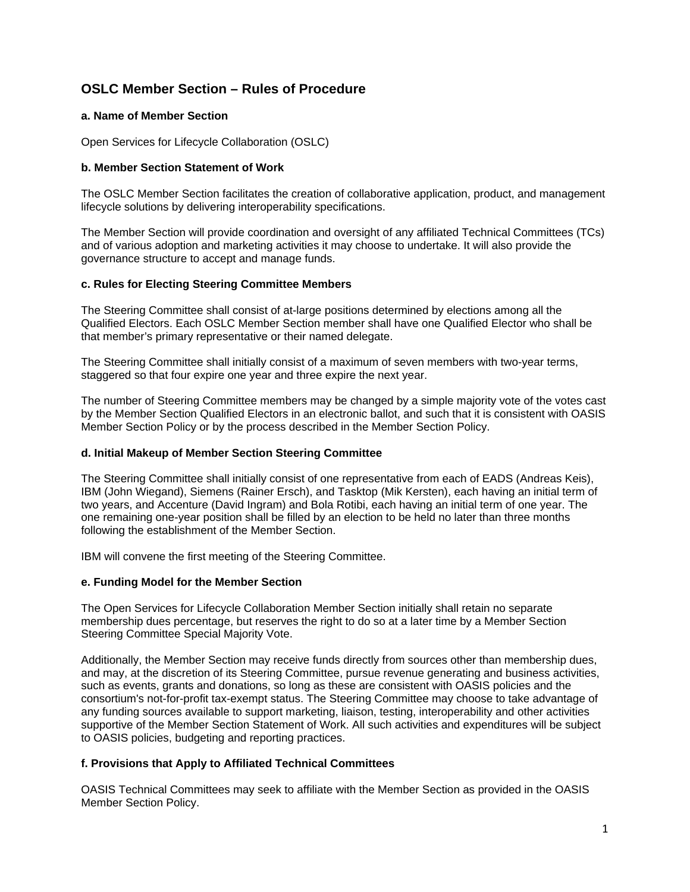# OSLC Member Section – Rules of Procedure

### a. Name of Member Section

Open Services for Lifecycle Collaboration (OSLC)

### b. Member Section Statement of Work

The OSLC Member Section facilitates the creation of collaborative application, product, and management lifecycle solutions by delivering interoperability specifications.

The Member Section will provide coordination and oversight of any affiliated Technical Committees (TCs) and of various adoption and marketing activities it may choose to undertake. It will also provide the governance structure to accept and manage funds.

### c. Rules for Electing Steering Committee Members

The Steering Committee shall consist of at-large positions determined by elections among all the Qualified Electors. Each OSLC Member Section member shall have one Qualified Elector who shall be that member's primary representative or their named delegate.

The Steering Committee shall initially consist of a maximum of seven members with two-year terms, staggered so that four expire one year and three expire the next year.

The number of Steering Committee members may be changed by a simple majority vote of the votes cast by the Member Section Qualified Electors in an electronic ballot, and such that it is consistent with OASIS Member Section Policy or by the process described in the Member Section Policy.

### d. Initial Makeup of Member Section Steering Committee

The Steering Committee shall initially consist of one representative from each of EADS (Andreas Keis), IBM (John Wiegand), Siemens (Rainer Ersch), and Tasktop (Mik Kersten), each having an initial term of two years, and Accenture (David Ingram) and Bola Rotibi, each having an initial term of one year. The one remaining one-year position shall be filled by an election to be held no later than three months following the establishment of the Member Section.

IBM will convene the first meeting of the Steering Committee.

### e. Funding Model for the Member Section

The Open Services for Lifecycle Collaboration Member Section initially shall retain no separate membership dues percentage, but reserves the right to do so at a later time by a Member Section Steering Committee Special Majority Vote.

Additionally, the Member Section may receive funds directly from sources other than membership dues, and may, at the discretion of its Steering Committee, pursue revenue generating and business activities, such as events, grants and donations, so long as these are consistent with OASIS policies and the consortium's not-for-profit tax-exempt status. The Steering Committee may choose to take advantage of any funding sources available to support marketing, liaison, testing, interoperability and other activities supportive of the Member Section Statement of Work. All such activities and expenditures will be subject to OASIS policies, budgeting and reporting practices.

### f. Provisions that Apply to Affiliated Technical Committees

OASIS Technical Committees may seek to affiliate with the Member Section as provided in the OASIS Member Section Policy.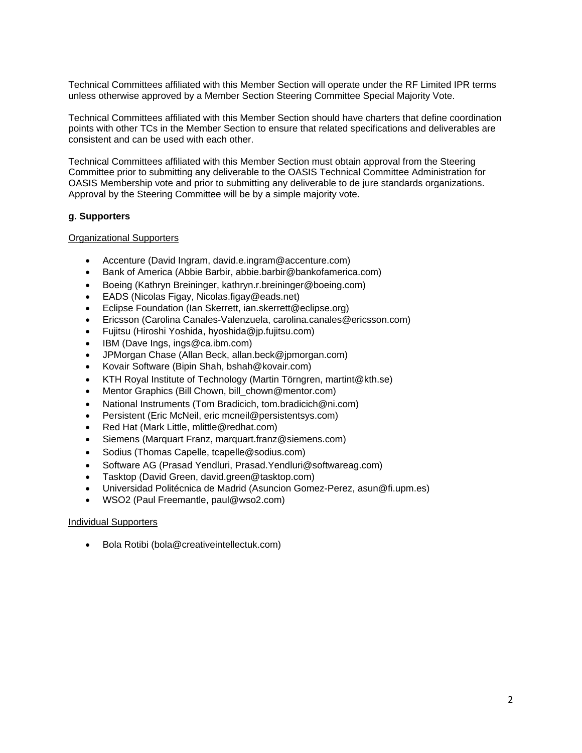Technical Committees affiliated with this Member Section will operate under the RF Limited IPR terms unless otherwise approved by a Member Section Steering Committee Special Majority Vote.

Technical Committees affiliated with this Member Section should have charters that define coordination points with other TCs in the Member Section to ensure that related specifications and deliverables are consistent and can be used with each other.

Technical Committees affiliated with this Member Section must obtain approval from the Steering Committee prior to submitting any deliverable to the OASIS Technical Committee Administration for OASIS Membership vote and prior to submitting any deliverable to de jure standards organizations. Approval by the Steering Committee will be by a simple majority vote.

**g. Supporters**

Organizational Supporters

- Accenture (David Ingram, david.e.ingram@accenture.com)
- Bank of America (Abbie Barbir, abbie.barbir@bankofamerica.com)
- Boeing (Kathryn Breininger, kathryn.r.breininger@boeing.com)
- EADS (Nicolas Figay, Nicolas.figay@eads.net)
- Eclipse Foundation (Ian Skerrett, ian.skerrett@eclipse.org)
- Ericsson (Carolina Canales-Valenzuela, carolina.canales@ericsson.com)
- Fujitsu (Hiroshi Yoshida, hyoshida@jp.fujitsu.com)
- IBM (Dave Ings, ings@ca.ibm.com)
- JPMorgan Chase (Allan Beck, allan.beck@jpmorgan.com)
- Kovair Software (Bipin Shah, bshah@kovair.com)
- KTH Royal Institute of Technology (Martin Törngren, martint@kth.se)
- Mentor Graphics (Bill Chown, bill_chown@mentor.com)
- National Instruments (Tom Bradicich, tom.bradicich@ni.com)
- Persistent (Eric McNeil, eric mcneil@persistentsys.com)
- Red Hat (Mark Little, mlittle@redhat.com)
- Siemens (Marquart Franz, marquart.franz@siemens.com)
- Sodius (Thomas Capelle, tcapelle@sodius.com)
- Software AG (Prasad Yendluri, Prasad.Yendluri@softwareag.com)
- Tasktop (David Green, david.green@tasktop.com)
- Universidad Politécnica de Madrid (Asuncion Gomez-Perez, asun@fi.upm.es)
- WSO2 (Paul Freemantle, paul@wso2.com)

Individual Supporters

- Bola Rotibi (bola@creativeintellectuk.com)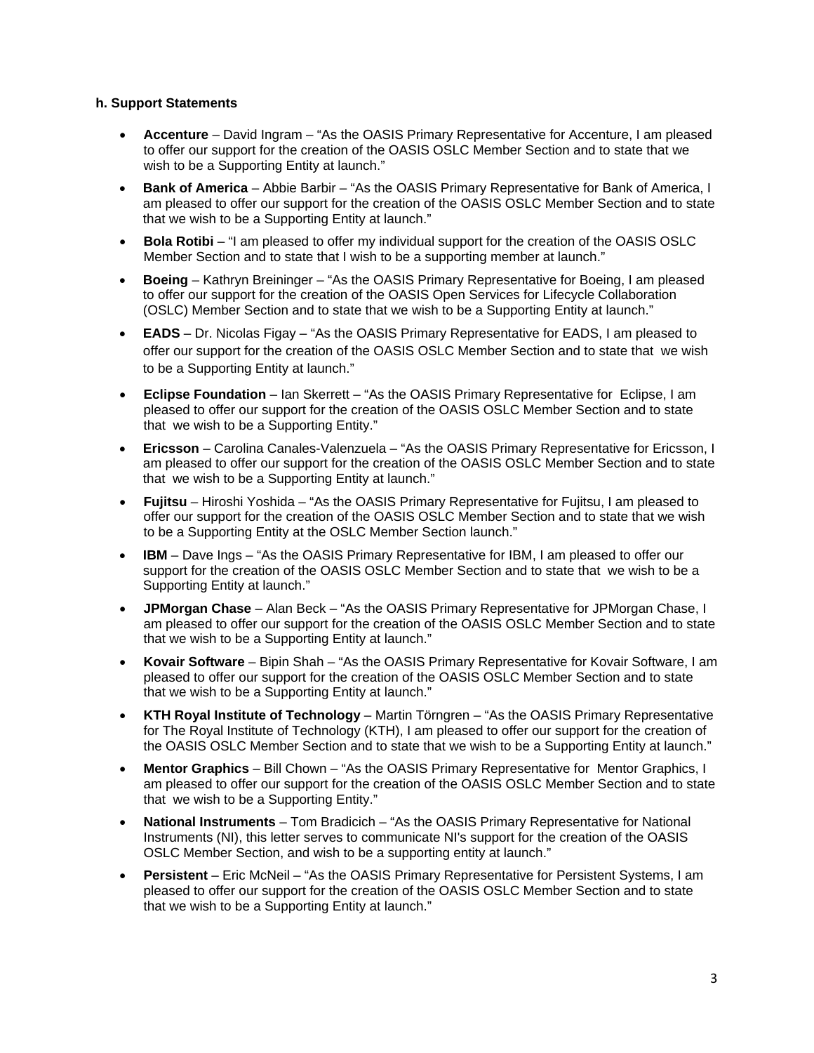#### h. Support Statements

- **Accenture** – David Ingram – "As the OASIS Primary Representative for Accenture, I am pleased to offer our support for the creation of the OASIS OSLC Member Section and to state that we wish to be a Supporting Entity at launch."
- **Bank of America** – Abbie Barbir – "As the OASIS Primary Representative for Bank of America, I am pleased to offer our support for the creation of the OASIS OSLC Member Section and to state that we wish to be a Supporting Entity at launch."
- **Bola Rotibi** – "I am pleased to offer my individual support for the creation of the OASIS OSLC Member Section and to state that I wish to be a supporting member at launch."
- **Boeing** – Kathryn Breininger – "As the OASIS Primary Representative for Boeing, I am pleased to offer our support for the creation of the OASIS Open Services for Lifecycle Collaboration (OSLC) Member Section and to state that we wish to be a Supporting Entity at launch."
- **EADS** – Dr. Nicolas Figay – "As the OASIS Primary Representative for EADS, I am pleased to offer our support for the creation of the OASIS OSLC Member Section and to state that we wish to be a Supporting Entity at launch."
- **Eclipse Foundation** – Ian Skerrett – "As the OASIS Primary Representative for Eclipse, I am pleased to offer our support for the creation of the OASIS OSLC Member Section and to state that we wish to be a Supporting Entity."
- **Ericsson** – Carolina Canales-Valenzuela – "As the OASIS Primary Representative for Ericsson, I am pleased to offer our support for the creation of the OASIS OSLC Member Section and to state that we wish to be a Supporting Entity at launch."
- **Fujitsu** – Hiroshi Yoshida – "As the OASIS Primary Representative for Fujitsu, I am pleased to offer our support for the creation of the OASIS OSLC Member Section and to state that we wish to be a Supporting Entity at the OSLC Member Section launch."
- **IBM** – Dave Ings – "As the OASIS Primary Representative for IBM, I am pleased to offer our support for the creation of the OASIS OSLC Member Section and to state that we wish to be a Supporting Entity at launch."
- **JPMorgan Chase** – Alan Beck – "As the OASIS Primary Representative for JPMorgan Chase, I am pleased to offer our support for the creation of the OASIS OSLC Member Section and to state that we wish to be a Supporting Entity at launch."
- **Kovair Software** – Bipin Shah – "As the OASIS Primary Representative for Kovair Software, I am pleased to offer our support for the creation of the OASIS OSLC Member Section and to state that we wish to be a Supporting Entity at launch."
- **KTH Royal Institute of Technology** – Martin Törngren – "As the OASIS Primary Representative for The Royal Institute of Technology (KTH), I am pleased to offer our support for the creation of the OASIS OSLC Member Section and to state that we wish to be a Supporting Entity at launch."
- **Mentor Graphics** – Bill Chown – "As the OASIS Primary Representative for Mentor Graphics, I am pleased to offer our support for the creation of the OASIS OSLC Member Section and to state that we wish to be a Supporting Entity."
- **National Instruments** – Tom Bradicich – "As the OASIS Primary Representative for National Instruments (NI), this letter serves to communicate NI's support for the creation of the OASIS OSLC Member Section, and wish to be a supporting entity at launch."
- **Persistent** – Eric McNeil – "As the OASIS Primary Representative for Persistent Systems, I am pleased to offer our support for the creation of the OASIS OSLC Member Section and to state that we wish to be a Supporting Entity at launch."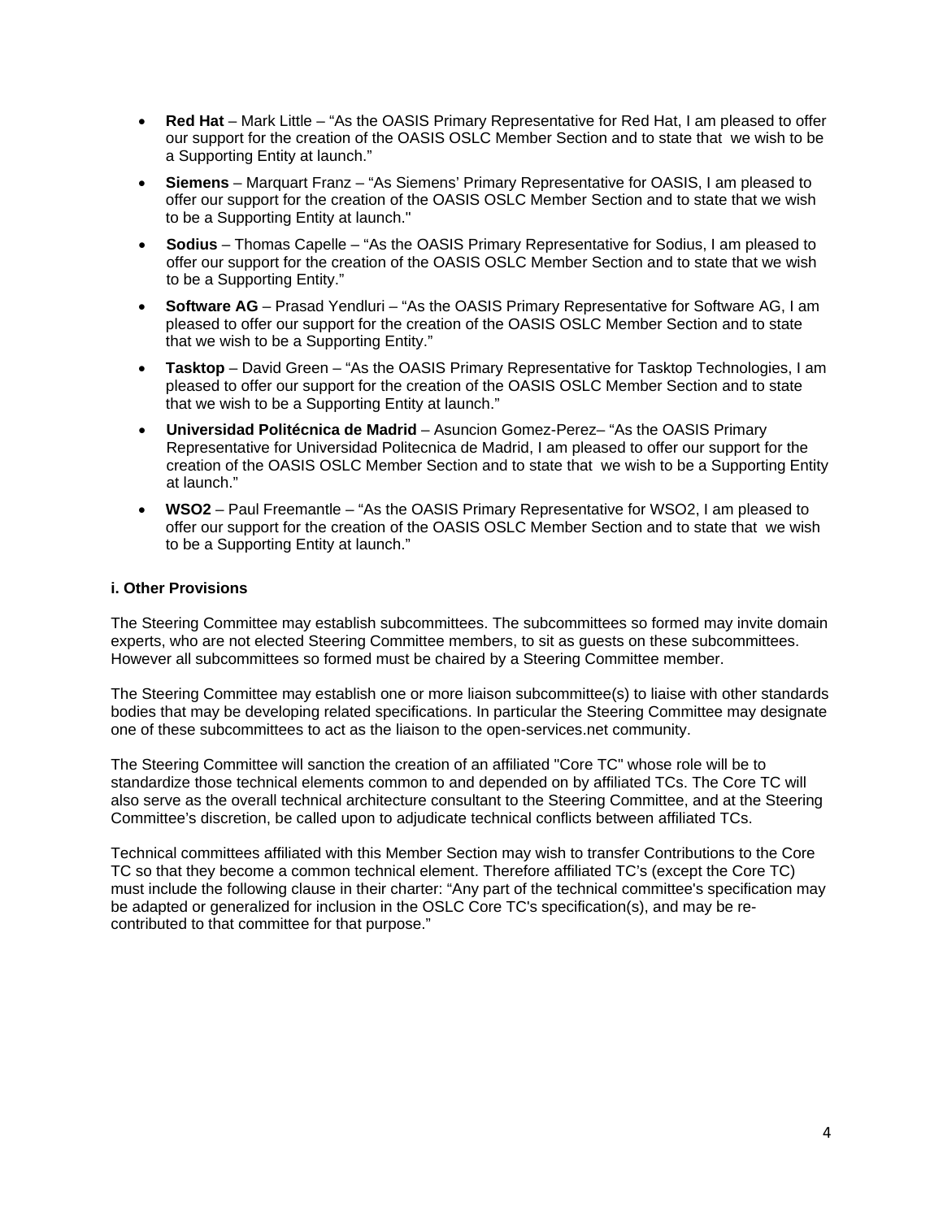- **Red Hat** – Mark Little – "As the OASIS Primary Representative for Red Hat, I am pleased to offer our support for the creation of the OASIS OSLC Member Section and to state that we wish to be a Supporting Entity at launch."
- **Siemens** – Marquart Franz – "As Siemens' Primary Representative for OASIS, I am pleased to offer our support for the creation of the OASIS OSLC Member Section and to state that we wish to be a Supporting Entity at launch."
- **Sodius** – Thomas Capelle – "As the OASIS Primary Representative for Sodius, I am pleased to offer our support for the creation of the OASIS OSLC Member Section and to state that we wish to be a Supporting Entity."
- **Software AG** – Prasad Yendluri – "As the OASIS Primary Representative for Software AG, I am pleased to offer our support for the creation of the OASIS OSLC Member Section and to state that we wish to be a Supporting Entity."
- **Tasktop** – David Green – "As the OASIS Primary Representative for Tasktop Technologies, I am pleased to offer our support for the creation of the OASIS OSLC Member Section and to state that we wish to be a Supporting Entity at launch."
- **Universidad Politécnica de Madrid** – Asuncion Gomez-Perez– "As the OASIS Primary Representative for Universidad Politecnica de Madrid, I am pleased to offer our support for the creation of the OASIS OSLC Member Section and to state that we wish to be a Supporting Entity at launch."
- **WSO2** – Paul Freemantle – "As the OASIS Primary Representative for WSO2, I am pleased to offer our support for the creation of the OASIS OSLC Member Section and to state that we wish to be a Supporting Entity at launch."

**i. Other Provisions**

The Steering Committee may establish subcommittees. The subcommittees so formed may invite domain experts, who are not elected Steering Committee members, to sit as guests on these subcommittees. However all subcommittees so formed must be chaired by a Steering Committee member.

The Steering Committee may establish one or more liaison subcommittee(s) to liaise with other standards bodies that may be developing related specifications. In particular the Steering Committee may designate one of these subcommittees to act as the liaison to the open-services.net community.

The Steering Committee will sanction the creation of an affiliated "Core TC" whose role will be to standardize those technical elements common to and depended on by affiliated TCs. The Core TC will also serve as the overall technical architecture consultant to the Steering Committee, and at the Steering Committee's discretion, be called upon to adjudicate technical conflicts between affiliated TCs.

Technical committees affiliated with this Member Section may wish to transfer Contributions to the Core TC so that they become a common technical element. Therefore affiliated TC's (except the Core TC) must include the following clause in their charter: "Any part of the technical committee's specification may be adapted or generalized for inclusion in the OSLC Core TC's specification(s), and may be re-contributed to that committee for that purpose."